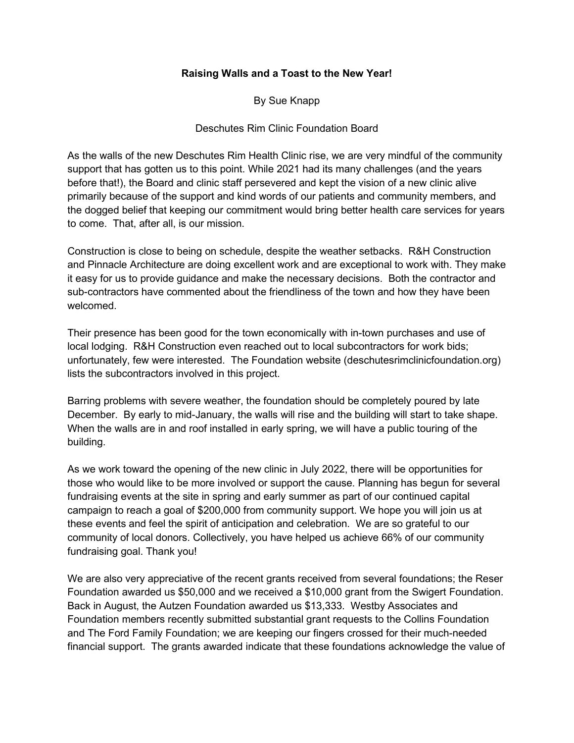# Raising Walls and a Toast to the New Year!

By Sue Knapp

Deschutes Rim Clinic Foundation Board

As the walls of the new Deschutes Rim Health Clinic rise, we are very mindful of the community support that has gotten us to this point. While 2021 had its many challenges (and the years before that!), the Board and clinic staff persevered and kept the vision of a new clinic alive primarily because of the support and kind words of our patients and community members, and the dogged belief that keeping our commitment would bring better health care services for years to come. That, after all, is our mission.

Construction is close to being on schedule, despite the weather setbacks. R&H Construction and Pinnacle Architecture are doing excellent work and are exceptional to work with. They make it easy for us to provide guidance and make the necessary decisions. Both the contractor and sub-contractors have commented about the friendliness of the town and how they have been welcomed.

Their presence has been good for the town economically with in-town purchases and use of local lodging. R&H Construction even reached out to local subcontractors for work bids; unfortunately, few were interested. The Foundation website (deschutesrimclinicfoundation.org) lists the subcontractors involved in this project.

Barring problems with severe weather, the foundation should be completely poured by late December. By early to mid-January, the walls will rise and the building will start to take shape. When the walls are in and roof installed in early spring, we will have a public touring of the building.

As we work toward the opening of the new clinic in July 2022, there will be opportunities for those who would like to be more involved or support the cause. Planning has begun for several fundraising events at the site in spring and early summer as part of our continued capital campaign to reach a goal of $200,000 from community support. We hope you will join us at these events and feel the spirit of anticipation and celebration. We are so grateful to our community of local donors. Collectively, you have helped us achieve 66% of our community fundraising goal. Thank you!

We are also very appreciative of the recent grants received from several foundations; the Reser Foundation awarded us $50,000 and we received a $10,000 grant from the Swigert Foundation. Back in August, the Autzen Foundation awarded us $13,333. Westby Associates and Foundation members recently submitted substantial grant requests to the Collins Foundation and The Ford Family Foundation; we are keeping our fingers crossed for their much-needed financial support. The grants awarded indicate that these foundations acknowledge the value of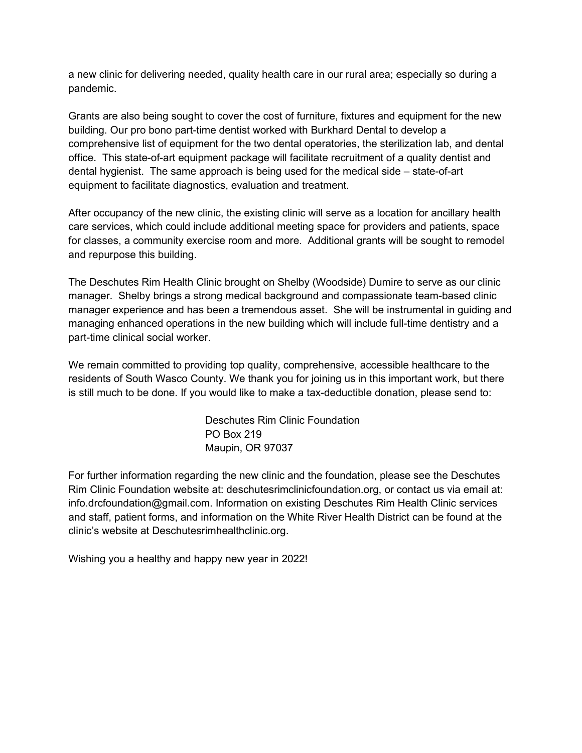a new clinic for delivering needed, quality health care in our rural area; especially so during a pandemic.

Grants are also being sought to cover the cost of furniture, fixtures and equipment for the new building. Our pro bono part-time dentist worked with Burkhard Dental to develop a comprehensive list of equipment for the two dental operatories, the sterilization lab, and dental office. This state-of-art equipment package will facilitate recruitment of a quality dentist and dental hygienist. The same approach is being used for the medical side – state-of-art equipment to facilitate diagnostics, evaluation and treatment.

After occupancy of the new clinic, the existing clinic will serve as a location for ancillary health care services, which could include additional meeting space for providers and patients, space for classes, a community exercise room and more. Additional grants will be sought to remodel and repurpose this building.

The Deschutes Rim Health Clinic brought on Shelby (Woodside) Dumire to serve as our clinic manager. Shelby brings a strong medical background and compassionate team-based clinic manager experience and has been a tremendous asset. She will be instrumental in guiding and managing enhanced operations in the new building which will include full-time dentistry and a part-time clinical social worker.

We remain committed to providing top quality, comprehensive, accessible healthcare to the residents of South Wasco County. We thank you for joining us in this important work, but there is still much to be done. If you would like to make a tax-deductible donation, please send to:

Deschutes Rim Clinic Foundation
PO Box 219
Maupin, OR 97037

For further information regarding the new clinic and the foundation, please see the Deschutes Rim Clinic Foundation website at: deschutesrimclinicfoundation.org, or contact us via email at: info.drcfoundation@gmail.com. Information on existing Deschutes Rim Health Clinic services and staff, patient forms, and information on the White River Health District can be found at the clinic's website at Deschutesrimhealthclinic.org.

Wishing you a healthy and happy new year in 2022!